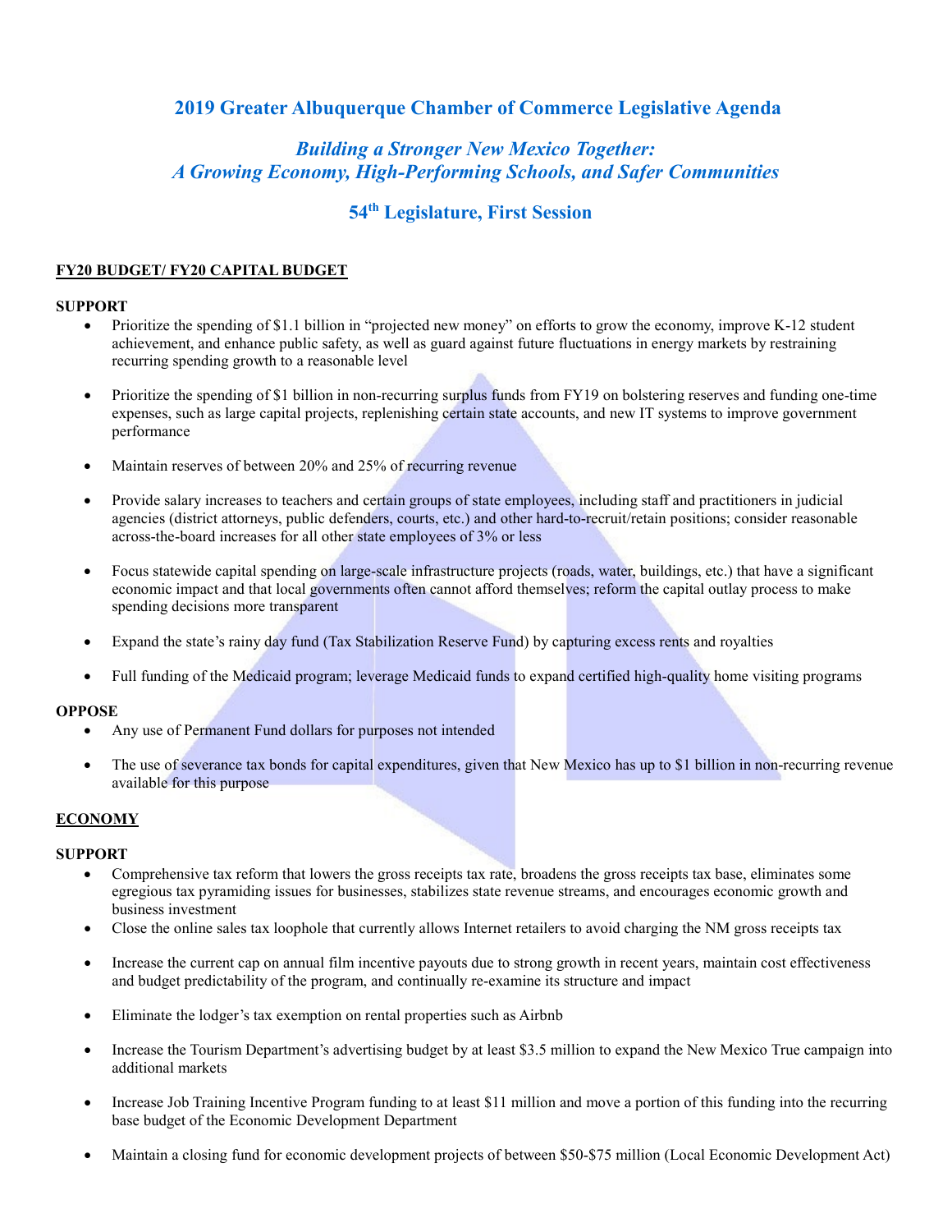# 2019 Greater Albuquerque Chamber of Commerce Legislative Agenda

## *Building a Stronger New Mexico Together: A Growing Economy, High-Performing Schools, and Safer Communities*

## 54th Legislature, First Session

### FY20 BUDGET/ FY20 CAPITAL BUDGET

**SUPPORT**

- Prioritize the spending of $1.1 billion in "projected new money" on efforts to grow the economy, improve K-12 student achievement, and enhance public safety, as well as guard against future fluctuations in energy markets by restraining recurring spending growth to a reasonable level
- Prioritize the spending of $1 billion in non-recurring surplus funds from FY19 on bolstering reserves and funding one-time expenses, such as large capital projects, replenishing certain state accounts, and new IT systems to improve government performance
- Maintain reserves of between 20% and 25% of recurring revenue
- Provide salary increases to teachers and certain groups of state employees, including staff and practitioners in judicial agencies (district attorneys, public defenders, courts, etc.) and other hard-to-recruit/retain positions; consider reasonable across-the-board increases for all other state employees of 3% or less
- Focus statewide capital spending on large-scale infrastructure projects (roads, water, buildings, etc.) that have a significant economic impact and that local governments often cannot afford themselves; reform the capital outlay process to make spending decisions more transparent
- Expand the state's rainy day fund (Tax Stabilization Reserve Fund) by capturing excess rents and royalties
- Full funding of the Medicaid program; leverage Medicaid funds to expand certified high-quality home visiting programs

**OPPOSE**

- Any use of Permanent Fund dollars for purposes not intended
- The use of severance tax bonds for capital expenditures, given that New Mexico has up to $1 billion in non-recurring revenue available for this purpose

### ECONOMY

**SUPPORT**

- Comprehensive tax reform that lowers the gross receipts tax rate, broadens the gross receipts tax base, eliminates some egregious tax pyramiding issues for businesses, stabilizes state revenue streams, and encourages economic growth and business investment
- Close the online sales tax loophole that currently allows Internet retailers to avoid charging the NM gross receipts tax
- Increase the current cap on annual film incentive payouts due to strong growth in recent years, maintain cost effectiveness and budget predictability of the program, and continually re-examine its structure and impact
- Eliminate the lodger's tax exemption on rental properties such as Airbnb
- Increase the Tourism Department's advertising budget by at least $3.5 million to expand the New Mexico True campaign into additional markets
- Increase Job Training Incentive Program funding to at least $11 million and move a portion of this funding into the recurring base budget of the Economic Development Department
- Maintain a closing fund for economic development projects of between $50-$75 million (Local Economic Development Act)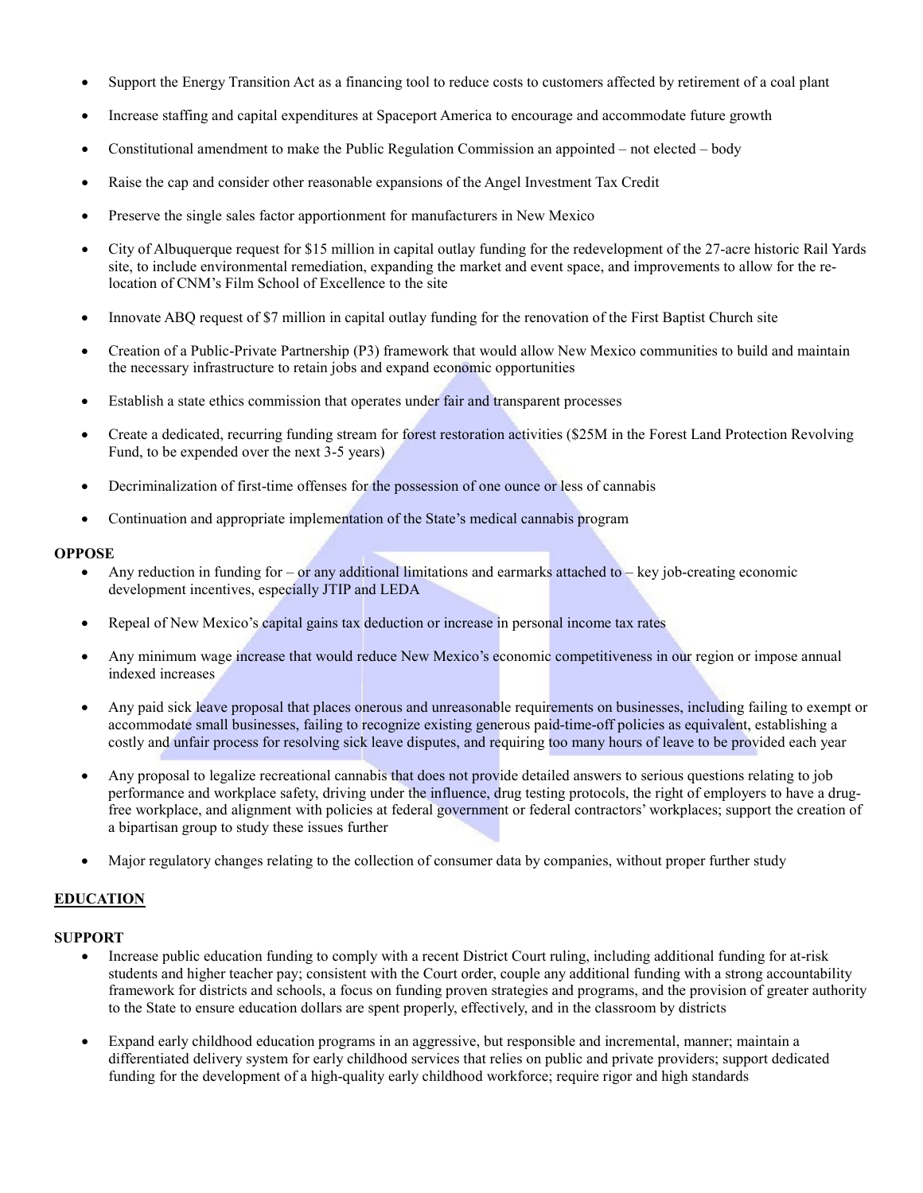- Support the Energy Transition Act as a financing tool to reduce costs to customers affected by retirement of a coal plant
- Increase staffing and capital expenditures at Spaceport America to encourage and accommodate future growth
- Constitutional amendment to make the Public Regulation Commission an appointed – not elected – body
- Raise the cap and consider other reasonable expansions of the Angel Investment Tax Credit
- Preserve the single sales factor apportionment for manufacturers in New Mexico
- City of Albuquerque request for $15 million in capital outlay funding for the redevelopment of the 27-acre historic Rail Yards site, to include environmental remediation, expanding the market and event space, and improvements to allow for the re-location of CNM's Film School of Excellence to the site
- Innovate ABQ request of $7 million in capital outlay funding for the renovation of the First Baptist Church site
- Creation of a Public-Private Partnership (P3) framework that would allow New Mexico communities to build and maintain the necessary infrastructure to retain jobs and expand economic opportunities
- Establish a state ethics commission that operates under fair and transparent processes
- Create a dedicated, recurring funding stream for forest restoration activities ($25M in the Forest Land Protection Revolving Fund, to be expended over the next 3-5 years)
- Decriminalization of first-time offenses for the possession of one ounce or less of cannabis
- Continuation and appropriate implementation of the State's medical cannabis program

**OPPOSE**

- Any reduction in funding for – or any additional limitations and earmarks attached to – key job-creating economic development incentives, especially JTIP and LEDA
- Repeal of New Mexico's capital gains tax deduction or increase in personal income tax rates
- Any minimum wage increase that would reduce New Mexico's economic competitiveness in our region or impose annual indexed increases
- Any paid sick leave proposal that places onerous and unreasonable requirements on businesses, including failing to exempt or accommodate small businesses, failing to recognize existing generous paid-time-off policies as equivalent, establishing a costly and unfair process for resolving sick leave disputes, and requiring too many hours of leave to be provided each year
- Any proposal to legalize recreational cannabis that does not provide detailed answers to serious questions relating to job performance and workplace safety, driving under the influence, drug testing protocols, the right of employers to have a drug-free workplace, and alignment with policies at federal government or federal contractors' workplaces; support the creation of a bipartisan group to study these issues further
- Major regulatory changes relating to the collection of consumer data by companies, without proper further study

## EDUCATION

**SUPPORT**

- Increase public education funding to comply with a recent District Court ruling, including additional funding for at-risk students and higher teacher pay; consistent with the Court order, couple any additional funding with a strong accountability framework for districts and schools, a focus on funding proven strategies and programs, and the provision of greater authority to the State to ensure education dollars are spent properly, effectively, and in the classroom by districts
- Expand early childhood education programs in an aggressive, but responsible and incremental, manner; maintain a differentiated delivery system for early childhood services that relies on public and private providers; support dedicated funding for the development of a high-quality early childhood workforce; require rigor and high standards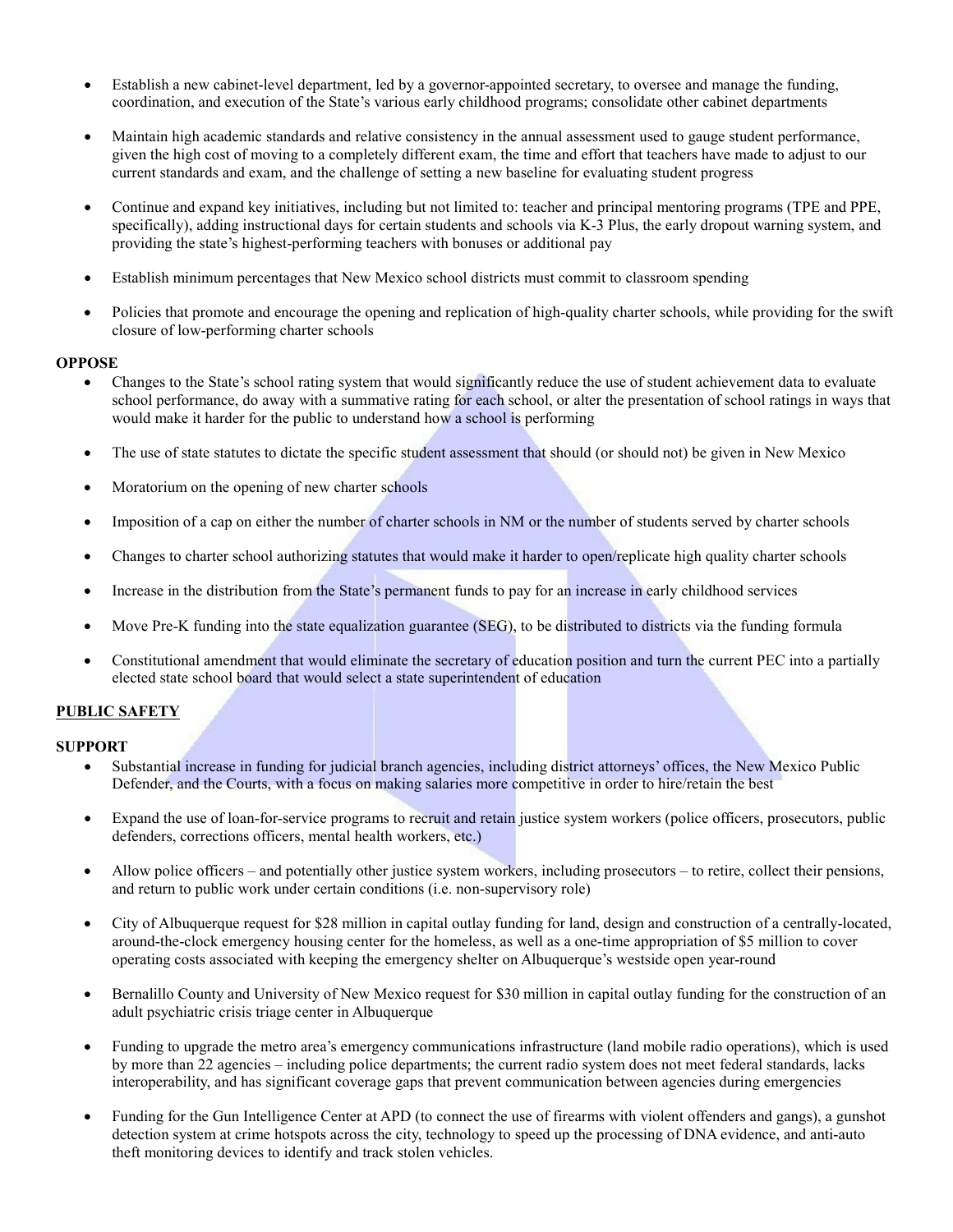- Establish a new cabinet-level department, led by a governor-appointed secretary, to oversee and manage the funding, coordination, and execution of the State's various early childhood programs; consolidate other cabinet departments

- Maintain high academic standards and relative consistency in the annual assessment used to gauge student performance, given the high cost of moving to a completely different exam, the time and effort that teachers have made to adjust to our current standards and exam, and the challenge of setting a new baseline for evaluating student progress

- Continue and expand key initiatives, including but not limited to: teacher and principal mentoring programs (TPE and PPE, specifically), adding instructional days for certain students and schools via K-3 Plus, the early dropout warning system, and providing the state's highest-performing teachers with bonuses or additional pay

- Establish minimum percentages that New Mexico school districts must commit to classroom spending

- Policies that promote and encourage the opening and replication of high-quality charter schools, while providing for the swift closure of low-performing charter schools

**OPPOSE**

- Changes to the State's school rating system that would significantly reduce the use of student achievement data to evaluate school performance, do away with a summative rating for each school, or alter the presentation of school ratings in ways that would make it harder for the public to understand how a school is performing

- The use of state statutes to dictate the specific student assessment that should (or should not) be given in New Mexico

- Moratorium on the opening of new charter schools

- Imposition of a cap on either the number of charter schools in NM or the number of students served by charter schools

- Changes to charter school authorizing statutes that would make it harder to open/replicate high quality charter schools

- Increase in the distribution from the State's permanent funds to pay for an increase in early childhood services

- Move Pre-K funding into the state equalization guarantee (SEG), to be distributed to districts via the funding formula

- Constitutional amendment that would eliminate the secretary of education position and turn the current PEC into a partially elected state school board that would select a state superintendent of education

**PUBLIC SAFETY**

**SUPPORT**

- Substantial increase in funding for judicial branch agencies, including district attorneys' offices, the New Mexico Public Defender, and the Courts, with a focus on making salaries more competitive in order to hire/retain the best

- Expand the use of loan-for-service programs to recruit and retain justice system workers (police officers, prosecutors, public defenders, corrections officers, mental health workers, etc.)

- Allow police officers – and potentially other justice system workers, including prosecutors – to retire, collect their pensions, and return to public work under certain conditions (i.e. non-supervisory role)

- City of Albuquerque request for $28 million in capital outlay funding for land, design and construction of a centrally-located, around-the-clock emergency housing center for the homeless, as well as a one-time appropriation of $5 million to cover operating costs associated with keeping the emergency shelter on Albuquerque's westside open year-round

- Bernalillo County and University of New Mexico request for $30 million in capital outlay funding for the construction of an adult psychiatric crisis triage center in Albuquerque

- Funding to upgrade the metro area's emergency communications infrastructure (land mobile radio operations), which is used by more than 22 agencies – including police departments; the current radio system does not meet federal standards, lacks interoperability, and has significant coverage gaps that prevent communication between agencies during emergencies

- Funding for the Gun Intelligence Center at APD (to connect the use of firearms with violent offenders and gangs), a gunshot detection system at crime hotspots across the city, technology to speed up the processing of DNA evidence, and anti-auto theft monitoring devices to identify and track stolen vehicles.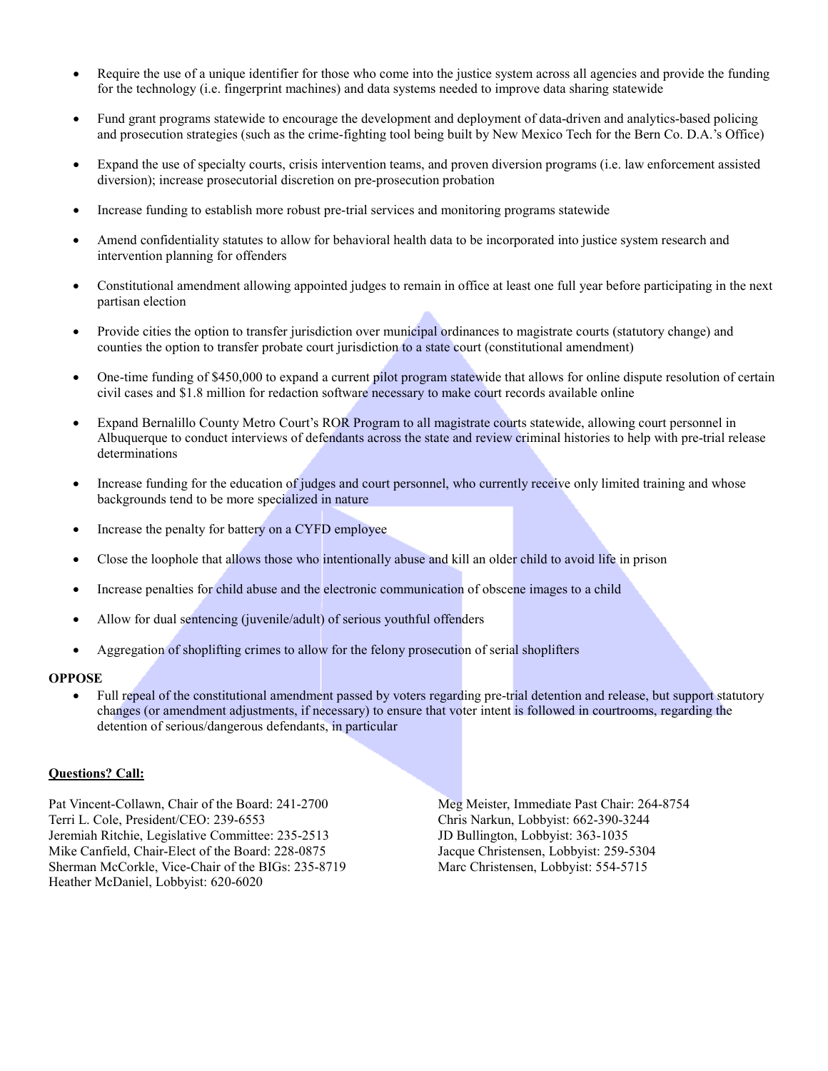- Require the use of a unique identifier for those who come into the justice system across all agencies and provide the funding for the technology (i.e. fingerprint machines) and data systems needed to improve data sharing statewide

- Fund grant programs statewide to encourage the development and deployment of data-driven and analytics-based policing and prosecution strategies (such as the crime-fighting tool being built by New Mexico Tech for the Bern Co. D.A.'s Office)

- Expand the use of specialty courts, crisis intervention teams, and proven diversion programs (i.e. law enforcement assisted diversion); increase prosecutorial discretion on pre-prosecution probation

- Increase funding to establish more robust pre-trial services and monitoring programs statewide

- Amend confidentiality statutes to allow for behavioral health data to be incorporated into justice system research and intervention planning for offenders

- Constitutional amendment allowing appointed judges to remain in office at least one full year before participating in the next partisan election

- Provide cities the option to transfer jurisdiction over municipal ordinances to magistrate courts (statutory change) and counties the option to transfer probate court jurisdiction to a state court (constitutional amendment)

- One-time funding of $450,000 to expand a current pilot program statewide that allows for online dispute resolution of certain civil cases and $1.8 million for redaction software necessary to make court records available online

- Expand Bernalillo County Metro Court's ROR Program to all magistrate courts statewide, allowing court personnel in Albuquerque to conduct interviews of defendants across the state and review criminal histories to help with pre-trial release determinations

- Increase funding for the education of judges and court personnel, who currently receive only limited training and whose backgrounds tend to be more specialized in nature

- Increase the penalty for battery on a CYFD employee

- Close the loophole that allows those who intentionally abuse and kill an older child to avoid life in prison

- Increase penalties for child abuse and the electronic communication of obscene images to a child

- Allow for dual sentencing (juvenile/adult) of serious youthful offenders

- Aggregation of shoplifting crimes to allow for the felony prosecution of serial shoplifters

**OPPOSE**

- Full repeal of the constitutional amendment passed by voters regarding pre-trial detention and release, but support statutory changes (or amendment adjustments, if necessary) to ensure that voter intent is followed in courtrooms, regarding the detention of serious/dangerous defendants, in particular

**Questions? Call:**

Pat Vincent-Collawn, Chair of the Board: 241-2700
Terri L. Cole, President/CEO: 239-6553
Jeremiah Ritchie, Legislative Committee: 235-2513
Mike Canfield, Chair-Elect of the Board: 228-0875
Sherman McCorkle, Vice-Chair of the BIGs: 235-8719
Heather McDaniel, Lobbyist: 620-6020
Meg Meister, Immediate Past Chair: 264-8754
Chris Narkun, Lobbyist: 662-390-3244
JD Bullington, Lobbyist: 363-1035
Jacque Christensen, Lobbyist: 259-5304
Marc Christensen, Lobbyist: 554-5715